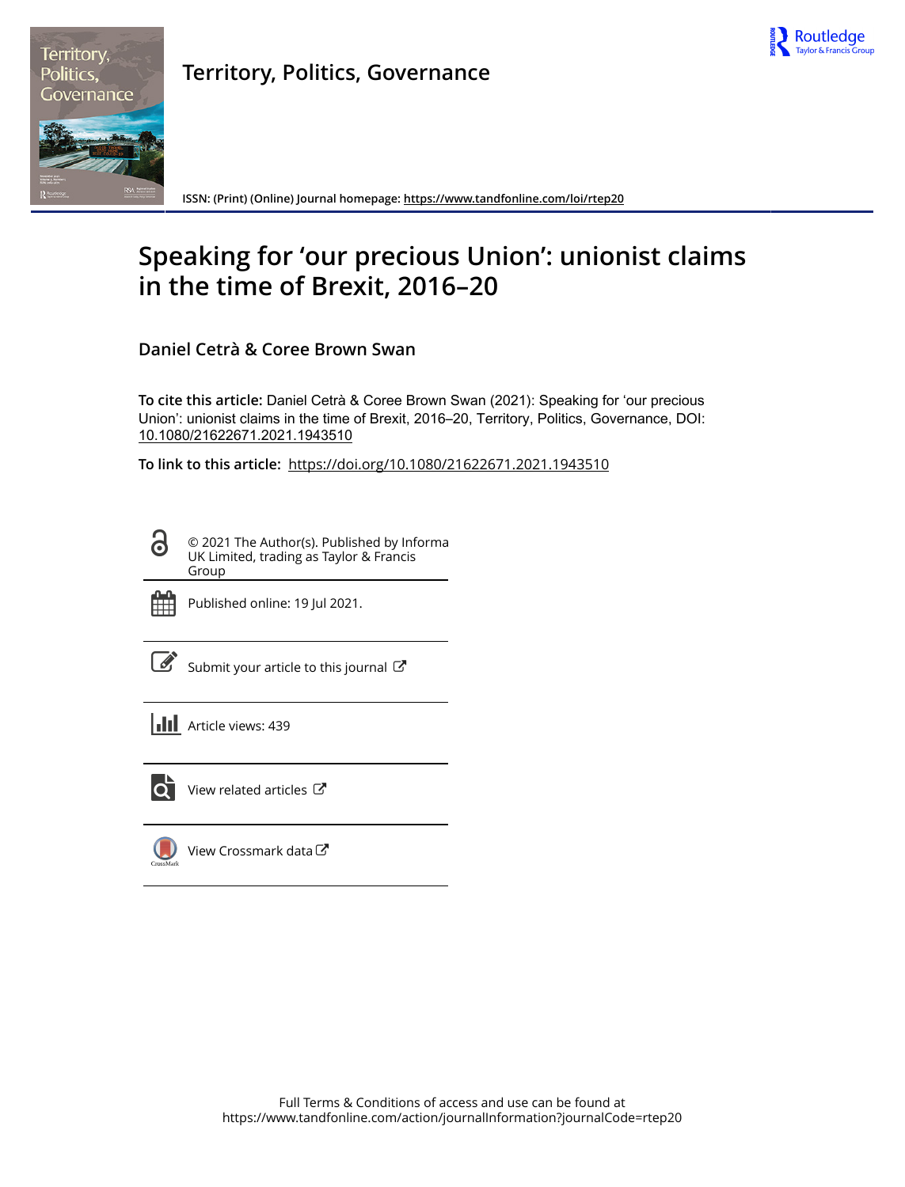Territory, Politics, Governance

ISSN: (Print) (Online) Journal homepage: https://www.tandfonline.com/loi/rtep20

# Speaking for 'our precious Union': unionist claims in the time of Brexit, 2016–20

**Daniel Cetrà & Coree Brown Swan**

**To cite this article:** Daniel Cetrà & Coree Brown Swan (2021): Speaking for 'our precious Union': unionist claims in the time of Brexit, 2016–20, Territory, Politics, Governance, DOI: 10.1080/21622671.2021.1943510

**To link to this article:** https://doi.org/10.1080/21622671.2021.1943510

© 2021 The Author(s). Published by Informa UK Limited, trading as Taylor & Francis Group

Published online: 19 Jul 2021.

Submit your article to this journal

Article views: 439

View related articles

View Crossmark data

Full Terms & Conditions of access and use can be found at https://www.tandfonline.com/action/journalInformation?journalCode=rtep20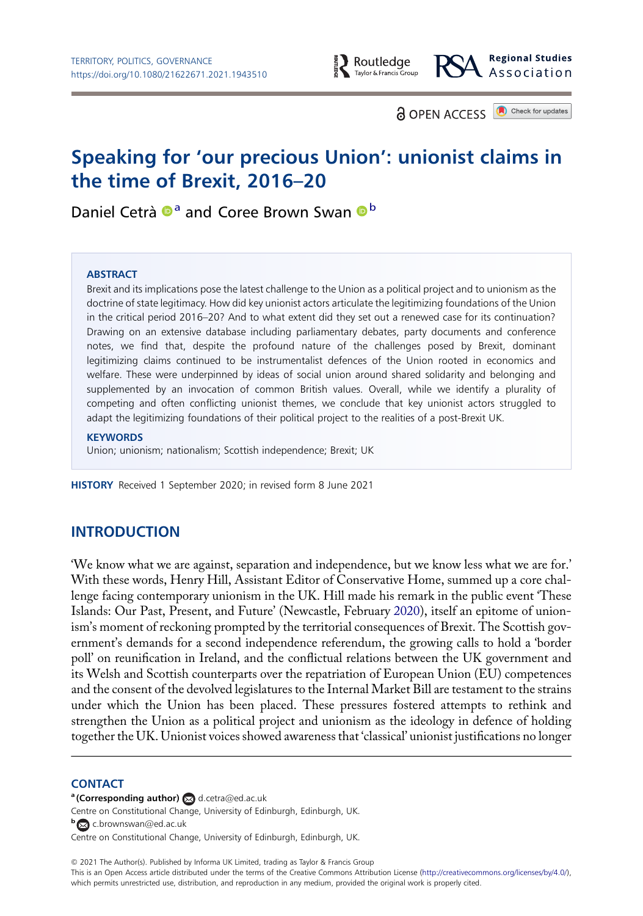# Speaking for 'our precious Union': unionist claims in the time of Brexit, 2016–20

Daniel Cetrà [a] and Coree Brown Swan [b]

## ABSTRACT

Brexit and its implications pose the latest challenge to the Union as a political project and to unionism as the doctrine of state legitimacy. How did key unionist actors articulate the legitimizing foundations of the Union in the critical period 2016–20? And to what extent did they set out a renewed case for its continuation? Drawing on an extensive database including parliamentary debates, party documents and conference notes, we find that, despite the profound nature of the challenges posed by Brexit, dominant legitimizing claims continued to be instrumentalist defences of the Union rooted in economics and welfare. These were underpinned by ideas of social union around shared solidarity and belonging and supplemented by an invocation of common British values. Overall, while we identify a plurality of competing and often conflicting unionist themes, we conclude that key unionist actors struggled to adapt the legitimizing foundations of their political project to the realities of a post-Brexit UK.

## KEYWORDS

Union; unionism; nationalism; Scottish independence; Brexit; UK

**HISTORY** Received 1 September 2020; in revised form 8 June 2021

## INTRODUCTION

'We know what we are against, separation and independence, but we know less what we are for.' With these words, Henry Hill, Assistant Editor of Conservative Home, summed up a core challenge facing contemporary unionism in the UK. Hill made his remark in the public event 'These Islands: Our Past, Present, and Future' (Newcastle, February 2020), itself an epitome of unionism's moment of reckoning prompted by the territorial consequences of Brexit. The Scottish government's demands for a second independence referendum, the growing calls to hold a 'border poll' on reunification in Ireland, and the conflictual relations between the UK government and its Welsh and Scottish counterparts over the repatriation of European Union (EU) competences and the consent of the devolved legislatures to the Internal Market Bill are testament to the strains under which the Union has been placed. These pressures fostered attempts to rethink and strengthen the Union as a political project and unionism as the ideology in defence of holding together the UK. Unionist voices showed awareness that 'classical' unionist justifications no longer

---

**CONTACT**

[a] **(Corresponding author)** d.cetra@ed.ac.uk
Centre on Constitutional Change, University of Edinburgh, Edinburgh, UK.
[b] c.brownswan@ed.ac.uk
Centre on Constitutional Change, University of Edinburgh, Edinburgh, UK.

© 2021 The Author(s). Published by Informa UK Limited, trading as Taylor & Francis Group
This is an Open Access article distributed under the terms of the Creative Commons Attribution License (http://creativecommons.org/licenses/by/4.0/), which permits unrestricted use, distribution, and reproduction in any medium, provided the original work is properly cited.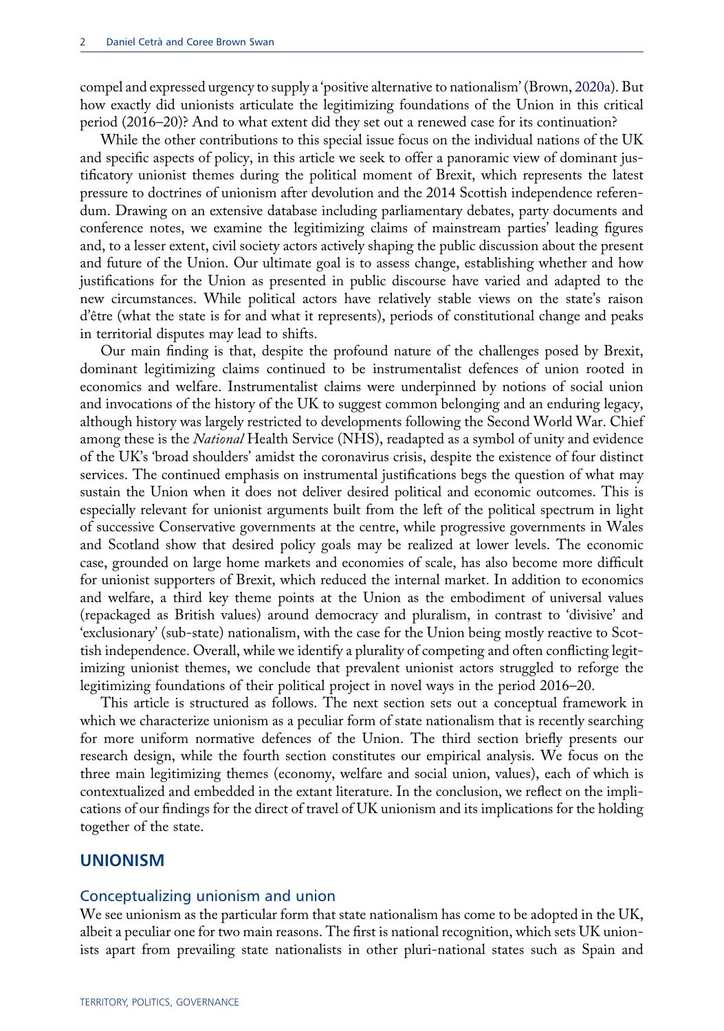compel and expressed urgency to supply a 'positive alternative to nationalism' (Brown, 2020a). But how exactly did unionists articulate the legitimizing foundations of the Union in this critical period (2016–20)? And to what extent did they set out a renewed case for its continuation?

While the other contributions to this special issue focus on the individual nations of the UK and specific aspects of policy, in this article we seek to offer a panoramic view of dominant justificatory unionist themes during the political moment of Brexit, which represents the latest pressure to doctrines of unionism after devolution and the 2014 Scottish independence referendum. Drawing on an extensive database including parliamentary debates, party documents and conference notes, we examine the legitimizing claims of mainstream parties' leading figures and, to a lesser extent, civil society actors actively shaping the public discussion about the present and future of the Union. Our ultimate goal is to assess change, establishing whether and how justifications for the Union as presented in public discourse have varied and adapted to the new circumstances. While political actors have relatively stable views on the state's raison d'être (what the state is for and what it represents), periods of constitutional change and peaks in territorial disputes may lead to shifts.

Our main finding is that, despite the profound nature of the challenges posed by Brexit, dominant legitimizing claims continued to be instrumentalist defences of union rooted in economics and welfare. Instrumentalist claims were underpinned by notions of social union and invocations of the history of the UK to suggest common belonging and an enduring legacy, although history was largely restricted to developments following the Second World War. Chief among these is the *National* Health Service (NHS), readapted as a symbol of unity and evidence of the UK's 'broad shoulders' amidst the coronavirus crisis, despite the existence of four distinct services. The continued emphasis on instrumental justifications begs the question of what may sustain the Union when it does not deliver desired political and economic outcomes. This is especially relevant for unionist arguments built from the left of the political spectrum in light of successive Conservative governments at the centre, while progressive governments in Wales and Scotland show that desired policy goals may be realized at lower levels. The economic case, grounded on large home markets and economies of scale, has also become more difficult for unionist supporters of Brexit, which reduced the internal market. In addition to economics and welfare, a third key theme points at the Union as the embodiment of universal values (repackaged as British values) around democracy and pluralism, in contrast to 'divisive' and 'exclusionary' (sub-state) nationalism, with the case for the Union being mostly reactive to Scottish independence. Overall, while we identify a plurality of competing and often conflicting legitimizing unionist themes, we conclude that prevalent unionist actors struggled to reforge the legitimizing foundations of their political project in novel ways in the period 2016–20.

This article is structured as follows. The next section sets out a conceptual framework in which we characterize unionism as a peculiar form of state nationalism that is recently searching for more uniform normative defences of the Union. The third section briefly presents our research design, while the fourth section constitutes our empirical analysis. We focus on the three main legitimizing themes (economy, welfare and social union, values), each of which is contextualized and embedded in the extant literature. In the conclusion, we reflect on the implications of our findings for the direct of travel of UK unionism and its implications for the holding together of the state.

## UNIONISM

### Conceptualizing unionism and union

We see unionism as the particular form that state nationalism has come to be adopted in the UK, albeit a peculiar one for two main reasons. The first is national recognition, which sets UK unionists apart from prevailing state nationalists in other pluri-national states such as Spain and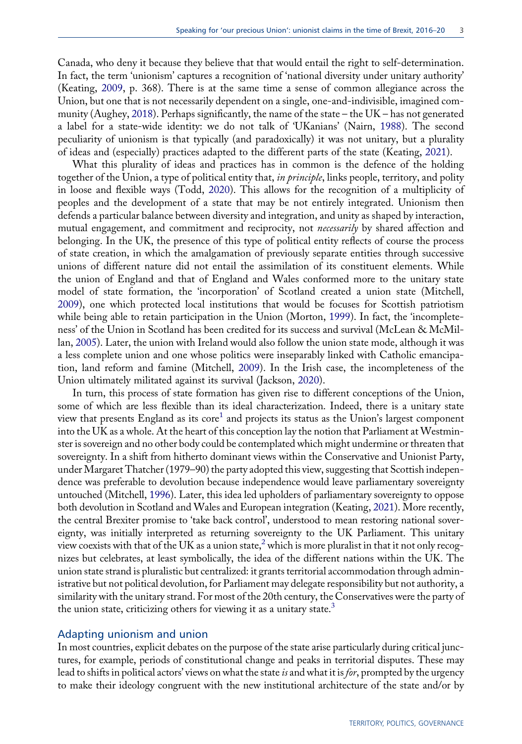Canada, who deny it because they believe that that would entail the right to self-determination. In fact, the term 'unionism' captures a recognition of 'national diversity under unitary authority' (Keating, 2009, p. 368). There is at the same time a sense of common allegiance across the Union, but one that is not necessarily dependent on a single, one-and-indivisible, imagined community (Aughey, 2018). Perhaps significantly, the name of the state – the UK – has not generated a label for a state-wide identity: we do not talk of 'UKanians' (Nairn, 1988). The second peculiarity of unionism is that typically (and paradoxically) it was not unitary, but a plurality of ideas and (especially) practices adapted to the different parts of the state (Keating, 2021).

What this plurality of ideas and practices has in common is the defence of the holding together of the Union, a type of political entity that, *in principle*, links people, territory, and polity in loose and flexible ways (Todd, 2020). This allows for the recognition of a multiplicity of peoples and the development of a state that may be not entirely integrated. Unionism then defends a particular balance between diversity and integration, and unity as shaped by interaction, mutual engagement, and commitment and reciprocity, not *necessarily* by shared affection and belonging. In the UK, the presence of this type of political entity reflects of course the process of state creation, in which the amalgamation of previously separate entities through successive unions of different nature did not entail the assimilation of its constituent elements. While the union of England and that of England and Wales conformed more to the unitary state model of state formation, the 'incorporation' of Scotland created a union state (Mitchell, 2009), one which protected local institutions that would be focuses for Scottish patriotism while being able to retain participation in the Union (Morton, 1999). In fact, the 'incompleteness' of the Union in Scotland has been credited for its success and survival (McLean & McMillan, 2005). Later, the union with Ireland would also follow the union state mode, although it was a less complete union and one whose politics were inseparably linked with Catholic emancipation, land reform and famine (Mitchell, 2009). In the Irish case, the incompleteness of the Union ultimately militated against its survival (Jackson, 2020).

In turn, this process of state formation has given rise to different conceptions of the Union, some of which are less flexible than its ideal characterization. Indeed, there is a unitary state view that presents England as its core[1] and projects its status as the Union's largest component into the UK as a whole. At the heart of this conception lay the notion that Parliament at Westminster is sovereign and no other body could be contemplated which might undermine or threaten that sovereignty. In a shift from hitherto dominant views within the Conservative and Unionist Party, under Margaret Thatcher (1979–90) the party adopted this view, suggesting that Scottish independence was preferable to devolution because independence would leave parliamentary sovereignty untouched (Mitchell, 1996). Later, this idea led upholders of parliamentary sovereignty to oppose both devolution in Scotland and Wales and European integration (Keating, 2021). More recently, the central Brexiter promise to 'take back control', understood to mean restoring national sovereignty, was initially interpreted as returning sovereignty to the UK Parliament. This unitary view coexists with that of the UK as a union state,[2] which is more pluralist in that it not only recognizes but celebrates, at least symbolically, the idea of the different nations within the UK. The union state strand is pluralistic but centralized: it grants territorial accommodation through administrative but not political devolution, for Parliament may delegate responsibility but not authority, a similarity with the unitary strand. For most of the 20th century, the Conservatives were the party of the union state, criticizing others for viewing it as a unitary state.[3]

## Adapting unionism and union

In most countries, explicit debates on the purpose of the state arise particularly during critical junctures, for example, periods of constitutional change and peaks in territorial disputes. These may lead to shifts in political actors' views on what the state *is* and what it is *for*, prompted by the urgency to make their ideology congruent with the new institutional architecture of the state and/or by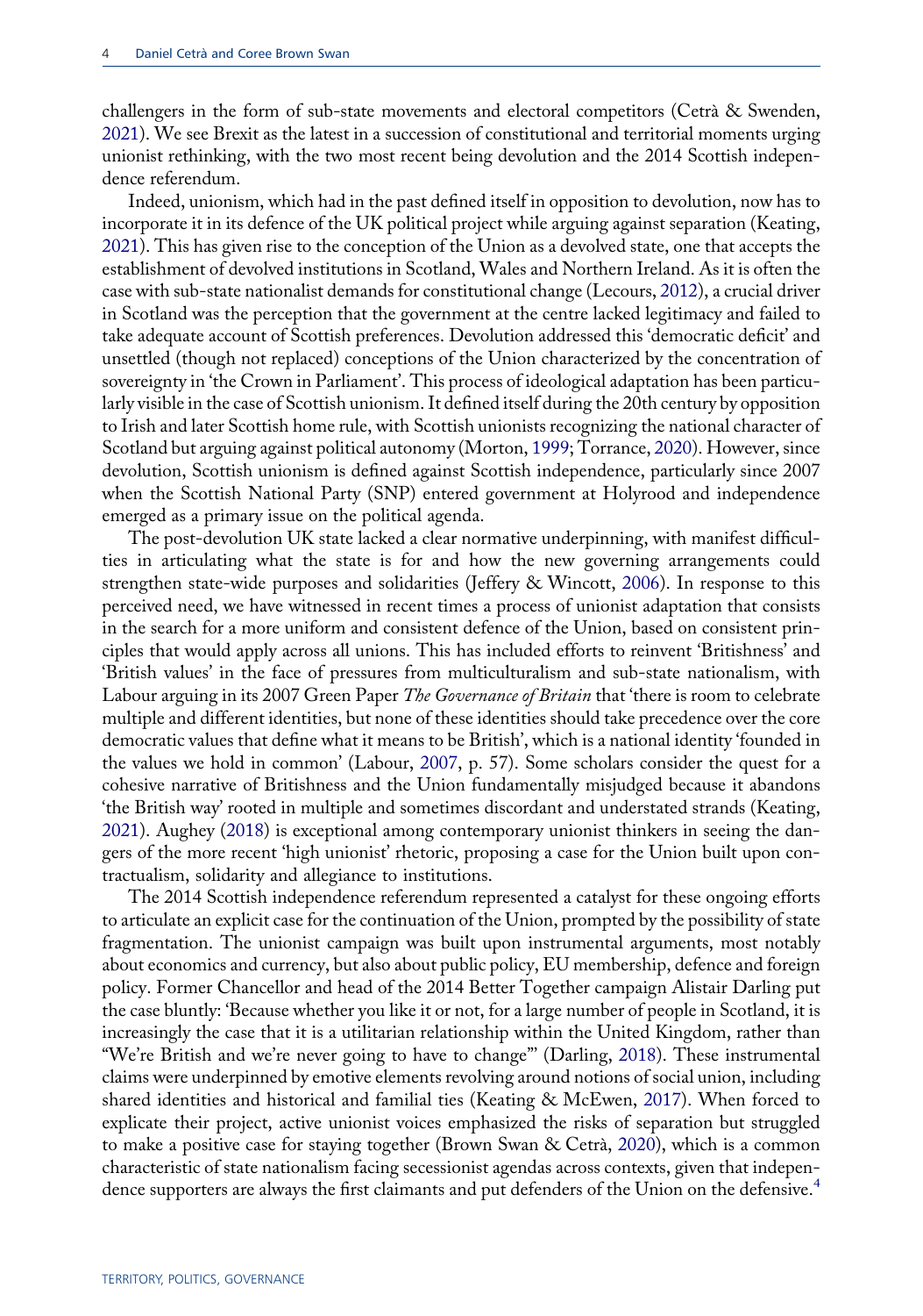challengers in the form of sub-state movements and electoral competitors (Cetrà & Swenden, 2021). We see Brexit as the latest in a succession of constitutional and territorial moments urging unionist rethinking, with the two most recent being devolution and the 2014 Scottish independence referendum.

Indeed, unionism, which had in the past defined itself in opposition to devolution, now has to incorporate it in its defence of the UK political project while arguing against separation (Keating, 2021). This has given rise to the conception of the Union as a devolved state, one that accepts the establishment of devolved institutions in Scotland, Wales and Northern Ireland. As it is often the case with sub-state nationalist demands for constitutional change (Lecours, 2012), a crucial driver in Scotland was the perception that the government at the centre lacked legitimacy and failed to take adequate account of Scottish preferences. Devolution addressed this 'democratic deficit' and unsettled (though not replaced) conceptions of the Union characterized by the concentration of sovereignty in 'the Crown in Parliament'. This process of ideological adaptation has been particularly visible in the case of Scottish unionism. It defined itself during the 20th century by opposition to Irish and later Scottish home rule, with Scottish unionists recognizing the national character of Scotland but arguing against political autonomy (Morton, 1999; Torrance, 2020). However, since devolution, Scottish unionism is defined against Scottish independence, particularly since 2007 when the Scottish National Party (SNP) entered government at Holyrood and independence emerged as a primary issue on the political agenda.

The post-devolution UK state lacked a clear normative underpinning, with manifest difficulties in articulating what the state is for and how the new governing arrangements could strengthen state-wide purposes and solidarities (Jeffery & Wincott, 2006). In response to this perceived need, we have witnessed in recent times a process of unionist adaptation that consists in the search for a more uniform and consistent defence of the Union, based on consistent principles that would apply across all unions. This has included efforts to reinvent 'Britishness' and 'British values' in the face of pressures from multiculturalism and sub-state nationalism, with Labour arguing in its 2007 Green Paper *The Governance of Britain* that 'there is room to celebrate multiple and different identities, but none of these identities should take precedence over the core democratic values that define what it means to be British', which is a national identity 'founded in the values we hold in common' (Labour, 2007, p. 57). Some scholars consider the quest for a cohesive narrative of Britishness and the Union fundamentally misjudged because it abandons 'the British way' rooted in multiple and sometimes discordant and understated strands (Keating, 2021). Aughey (2018) is exceptional among contemporary unionist thinkers in seeing the dangers of the more recent 'high unionist' rhetoric, proposing a case for the Union built upon contractualism, solidarity and allegiance to institutions.

The 2014 Scottish independence referendum represented a catalyst for these ongoing efforts to articulate an explicit case for the continuation of the Union, prompted by the possibility of state fragmentation. The unionist campaign was built upon instrumental arguments, most notably about economics and currency, but also about public policy, EU membership, defence and foreign policy. Former Chancellor and head of the 2014 Better Together campaign Alistair Darling put the case bluntly: 'Because whether you like it or not, for a large number of people in Scotland, it is increasingly the case that it is a utilitarian relationship within the United Kingdom, rather than "We're British and we're never going to have to change"' (Darling, 2018). These instrumental claims were underpinned by emotive elements revolving around notions of social union, including shared identities and historical and familial ties (Keating & McEwen, 2017). When forced to explicate their project, active unionist voices emphasized the risks of separation but struggled to make a positive case for staying together (Brown Swan & Cetrà, 2020), which is a common characteristic of state nationalism facing secessionist agendas across contexts, given that independence supporters are always the first claimants and put defenders of the Union on the defensive.[4]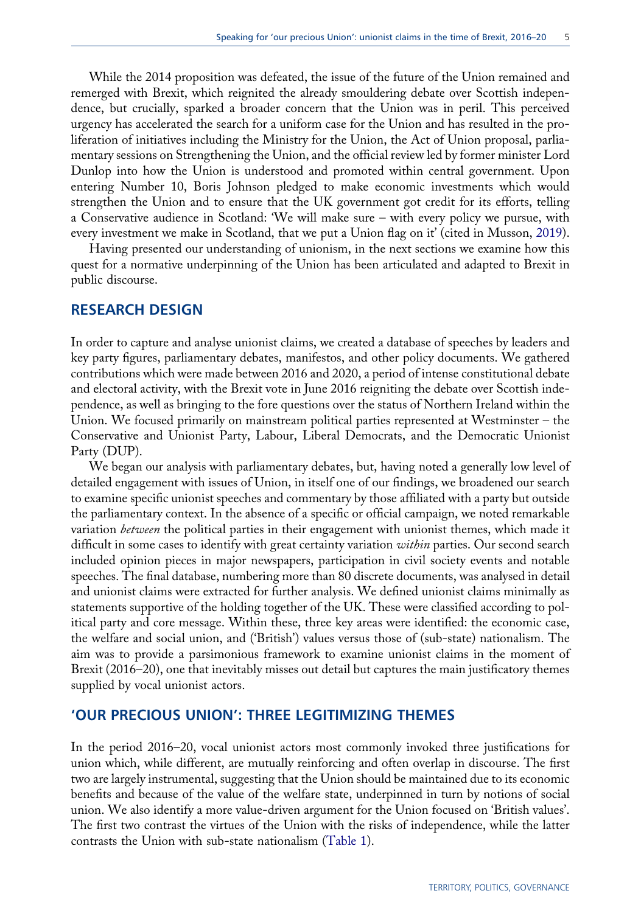While the 2014 proposition was defeated, the issue of the future of the Union remained and remerged with Brexit, which reignited the already smouldering debate over Scottish independence, but crucially, sparked a broader concern that the Union was in peril. This perceived urgency has accelerated the search for a uniform case for the Union and has resulted in the proliferation of initiatives including the Ministry for the Union, the Act of Union proposal, parliamentary sessions on Strengthening the Union, and the official review led by former minister Lord Dunlop into how the Union is understood and promoted within central government. Upon entering Number 10, Boris Johnson pledged to make economic investments which would strengthen the Union and to ensure that the UK government got credit for its efforts, telling a Conservative audience in Scotland: 'We will make sure – with every policy we pursue, with every investment we make in Scotland, that we put a Union flag on it' (cited in Musson, 2019).

Having presented our understanding of unionism, in the next sections we examine how this quest for a normative underpinning of the Union has been articulated and adapted to Brexit in public discourse.

## RESEARCH DESIGN

In order to capture and analyse unionist claims, we created a database of speeches by leaders and key party figures, parliamentary debates, manifestos, and other policy documents. We gathered contributions which were made between 2016 and 2020, a period of intense constitutional debate and electoral activity, with the Brexit vote in June 2016 reigniting the debate over Scottish independence, as well as bringing to the fore questions over the status of Northern Ireland within the Union. We focused primarily on mainstream political parties represented at Westminster – the Conservative and Unionist Party, Labour, Liberal Democrats, and the Democratic Unionist Party (DUP).

We began our analysis with parliamentary debates, but, having noted a generally low level of detailed engagement with issues of Union, in itself one of our findings, we broadened our search to examine specific unionist speeches and commentary by those affiliated with a party but outside the parliamentary context. In the absence of a specific or official campaign, we noted remarkable variation *between* the political parties in their engagement with unionist themes, which made it difficult in some cases to identify with great certainty variation *within* parties. Our second search included opinion pieces in major newspapers, participation in civil society events and notable speeches. The final database, numbering more than 80 discrete documents, was analysed in detail and unionist claims were extracted for further analysis. We defined unionist claims minimally as statements supportive of the holding together of the UK. These were classified according to political party and core message. Within these, three key areas were identified: the economic case, the welfare and social union, and ('British') values versus those of (sub-state) nationalism. The aim was to provide a parsimonious framework to examine unionist claims in the moment of Brexit (2016–20), one that inevitably misses out detail but captures the main justificatory themes supplied by vocal unionist actors.

## 'OUR PRECIOUS UNION': THREE LEGITIMIZING THEMES

In the period 2016–20, vocal unionist actors most commonly invoked three justifications for union which, while different, are mutually reinforcing and often overlap in discourse. The first two are largely instrumental, suggesting that the Union should be maintained due to its economic benefits and because of the value of the welfare state, underpinned in turn by notions of social union. We also identify a more value-driven argument for the Union focused on 'British values'. The first two contrast the virtues of the Union with the risks of independence, while the latter contrasts the Union with sub-state nationalism (Table 1).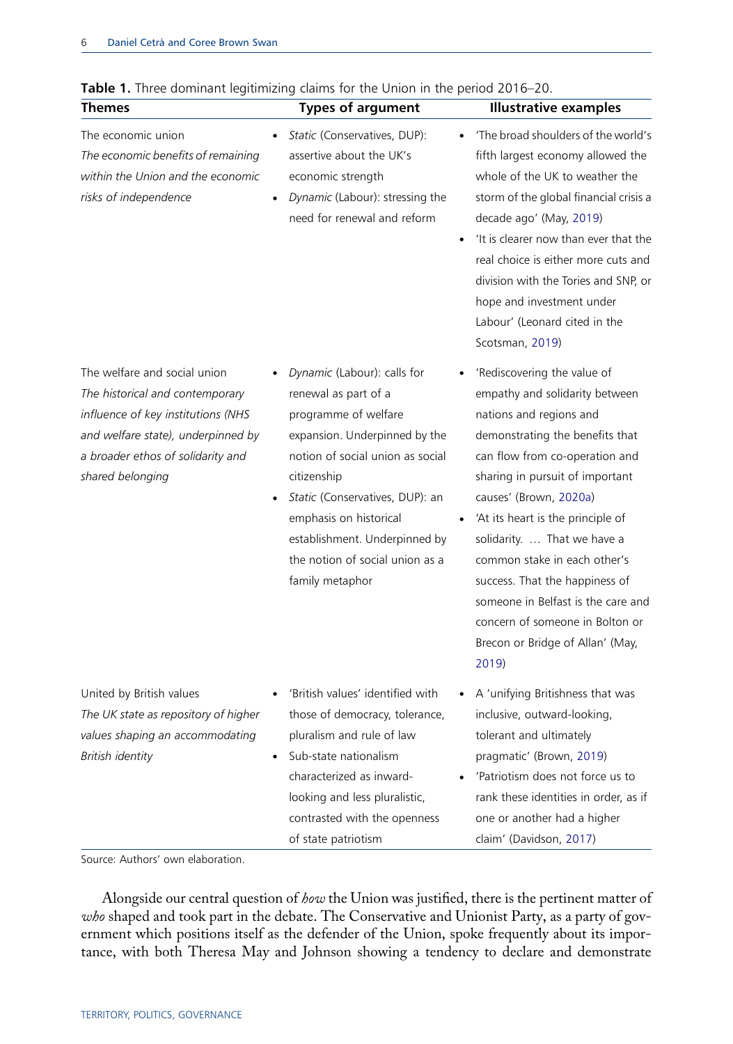**Table 1.** Three dominant legitimizing claims for the Union in the period 2016–20.

| Themes | Types of argument | Illustrative examples |
|---|---|---|
| The economic union<br>*The economic benefits of remaining within the Union and the economic risks of independence* | • *Static* (Conservatives, DUP): assertive about the UK's economic strength<br>• *Dynamic* (Labour): stressing the need for renewal and reform | • 'The broad shoulders of the world's fifth largest economy allowed the whole of the UK to weather the storm of the global financial crisis a decade ago' (May, 2019)<br>• 'It is clearer now than ever that the real choice is either more cuts and division with the Tories and SNP, or hope and investment under Labour' (Leonard cited in the Scotsman, 2019) |
| The welfare and social union<br>*The historical and contemporary influence of key institutions (NHS and welfare state), underpinned by a broader ethos of solidarity and shared belonging* | • *Dynamic* (Labour): calls for renewal as part of a programme of welfare expansion. Underpinned by the notion of social union as social citizenship<br>• *Static* (Conservatives, DUP): an emphasis on historical establishment. Underpinned by the notion of social union as a family metaphor | • 'Rediscovering the value of empathy and solidarity between nations and regions and demonstrating the benefits that can flow from co-operation and sharing in pursuit of important causes' (Brown, 2020a)<br>• 'At its heart is the principle of solidarity. … That we have a common stake in each other's success. That the happiness of someone in Belfast is the care and concern of someone in Bolton or Brecon or Bridge of Allan' (May, 2019) |
| United by British values<br>*The UK state as repository of higher values shaping an accommodating British identity* | • 'British values' identified with those of democracy, tolerance, pluralism and rule of law<br>• Sub-state nationalism characterized as inward-looking and less pluralistic, contrasted with the openness of state patriotism | • A 'unifying Britishness that was inclusive, outward-looking, tolerant and ultimately pragmatic' (Brown, 2019)<br>• 'Patriotism does not force us to rank these identities in order, as if one or another had a higher claim' (Davidson, 2017) |

Source: Authors' own elaboration.

Alongside our central question of *how* the Union was justified, there is the pertinent matter of *who* shaped and took part in the debate. The Conservative and Unionist Party, as a party of government which positions itself as the defender of the Union, spoke frequently about its importance, with both Theresa May and Johnson showing a tendency to declare and demonstrate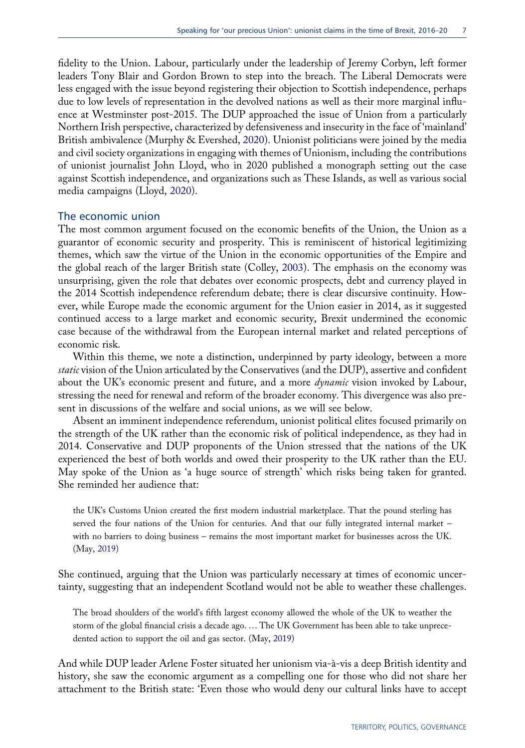fidelity to the Union. Labour, particularly under the leadership of Jeremy Corbyn, left former leaders Tony Blair and Gordon Brown to step into the breach. The Liberal Democrats were less engaged with the issue beyond registering their objection to Scottish independence, perhaps due to low levels of representation in the devolved nations as well as their more marginal influence at Westminster post-2015. The DUP approached the issue of Union from a particularly Northern Irish perspective, characterized by defensiveness and insecurity in the face of 'mainland' British ambivalence (Murphy & Evershed, 2020). Unionist politicians were joined by the media and civil society organizations in engaging with themes of Unionism, including the contributions of unionist journalist John Lloyd, who in 2020 published a monograph setting out the case against Scottish independence, and organizations such as These Islands, as well as various social media campaigns (Lloyd, 2020).

## The economic union

The most common argument focused on the economic benefits of the Union, the Union as a guarantor of economic security and prosperity. This is reminiscent of historical legitimizing themes, which saw the virtue of the Union in the economic opportunities of the Empire and the global reach of the larger British state (Colley, 2003). The emphasis on the economy was unsurprising, given the role that debates over economic prospects, debt and currency played in the 2014 Scottish independence referendum debate; there is clear discursive continuity. However, while Europe made the economic argument for the Union easier in 2014, as it suggested continued access to a large market and economic security, Brexit undermined the economic case because of the withdrawal from the European internal market and related perceptions of economic risk.

Within this theme, we note a distinction, underpinned by party ideology, between a more *static* vision of the Union articulated by the Conservatives (and the DUP), assertive and confident about the UK's economic present and future, and a more *dynamic* vision invoked by Labour, stressing the need for renewal and reform of the broader economy. This divergence was also present in discussions of the welfare and social unions, as we will see below.

Absent an imminent independence referendum, unionist political elites focused primarily on the strength of the UK rather than the economic risk of political independence, as they had in 2014. Conservative and DUP proponents of the Union stressed that the nations of the UK experienced the best of both worlds and owed their prosperity to the UK rather than the EU. May spoke of the Union as 'a huge source of strength' which risks being taken for granted. She reminded her audience that:

> the UK's Customs Union created the first modern industrial marketplace. That the pound sterling has served the four nations of the Union for centuries. And that our fully integrated internal market – with no barriers to doing business – remains the most important market for businesses across the UK. (May, 2019)

She continued, arguing that the Union was particularly necessary at times of economic uncertainty, suggesting that an independent Scotland would not be able to weather these challenges.

> The broad shoulders of the world's fifth largest economy allowed the whole of the UK to weather the storm of the global financial crisis a decade ago. … The UK Government has been able to take unprecedented action to support the oil and gas sector. (May, 2019)

And while DUP leader Arlene Foster situated her unionism via-à-vis a deep British identity and history, she saw the economic argument as a compelling one for those who did not share her attachment to the British state: 'Even those who would deny our cultural links have to accept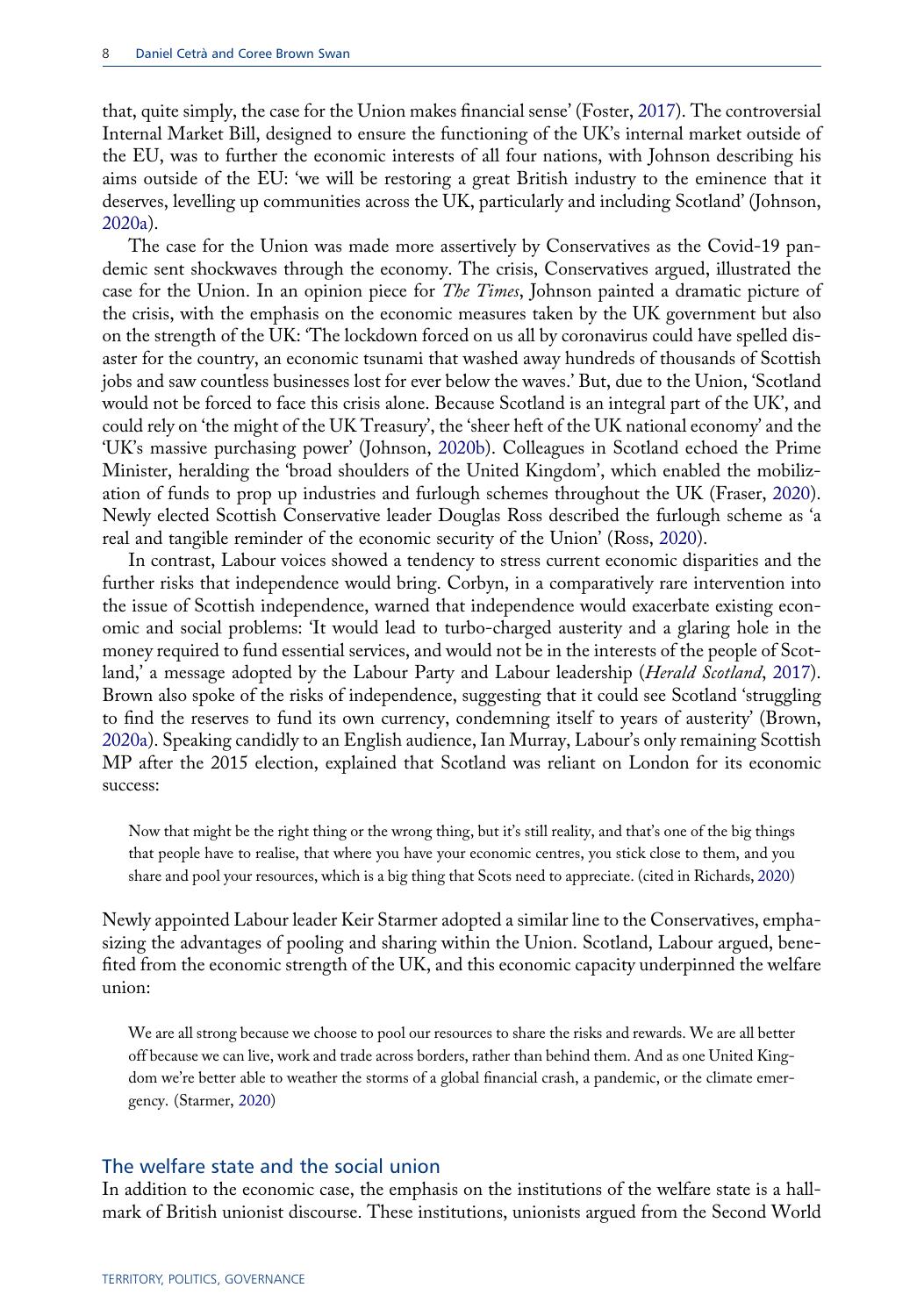that, quite simply, the case for the Union makes financial sense' (Foster, 2017). The controversial Internal Market Bill, designed to ensure the functioning of the UK's internal market outside of the EU, was to further the economic interests of all four nations, with Johnson describing his aims outside of the EU: 'we will be restoring a great British industry to the eminence that it deserves, levelling up communities across the UK, particularly and including Scotland' (Johnson, 2020a).

The case for the Union was made more assertively by Conservatives as the Covid-19 pandemic sent shockwaves through the economy. The crisis, Conservatives argued, illustrated the case for the Union. In an opinion piece for *The Times*, Johnson painted a dramatic picture of the crisis, with the emphasis on the economic measures taken by the UK government but also on the strength of the UK: 'The lockdown forced on us all by coronavirus could have spelled disaster for the country, an economic tsunami that washed away hundreds of thousands of Scottish jobs and saw countless businesses lost for ever below the waves.' But, due to the Union, 'Scotland would not be forced to face this crisis alone. Because Scotland is an integral part of the UK', and could rely on 'the might of the UK Treasury', the 'sheer heft of the UK national economy' and the 'UK's massive purchasing power' (Johnson, 2020b). Colleagues in Scotland echoed the Prime Minister, heralding the 'broad shoulders of the United Kingdom', which enabled the mobilization of funds to prop up industries and furlough schemes throughout the UK (Fraser, 2020). Newly elected Scottish Conservative leader Douglas Ross described the furlough scheme as 'a real and tangible reminder of the economic security of the Union' (Ross, 2020).

In contrast, Labour voices showed a tendency to stress current economic disparities and the further risks that independence would bring. Corbyn, in a comparatively rare intervention into the issue of Scottish independence, warned that independence would exacerbate existing economic and social problems: 'It would lead to turbo-charged austerity and a glaring hole in the money required to fund essential services, and would not be in the interests of the people of Scotland,' a message adopted by the Labour Party and Labour leadership (*Herald Scotland*, 2017). Brown also spoke of the risks of independence, suggesting that it could see Scotland 'struggling to find the reserves to fund its own currency, condemning itself to years of austerity' (Brown, 2020a). Speaking candidly to an English audience, Ian Murray, Labour's only remaining Scottish MP after the 2015 election, explained that Scotland was reliant on London for its economic success:

> Now that might be the right thing or the wrong thing, but it's still reality, and that's one of the big things that people have to realise, that where you have your economic centres, you stick close to them, and you share and pool your resources, which is a big thing that Scots need to appreciate. (cited in Richards, 2020)

Newly appointed Labour leader Keir Starmer adopted a similar line to the Conservatives, emphasizing the advantages of pooling and sharing within the Union. Scotland, Labour argued, benefited from the economic strength of the UK, and this economic capacity underpinned the welfare union:

> We are all strong because we choose to pool our resources to share the risks and rewards. We are all better off because we can live, work and trade across borders, rather than behind them. And as one United Kingdom we're better able to weather the storms of a global financial crash, a pandemic, or the climate emergency. (Starmer, 2020)

## The welfare state and the social union

In addition to the economic case, the emphasis on the institutions of the welfare state is a hallmark of British unionist discourse. These institutions, unionists argued from the Second World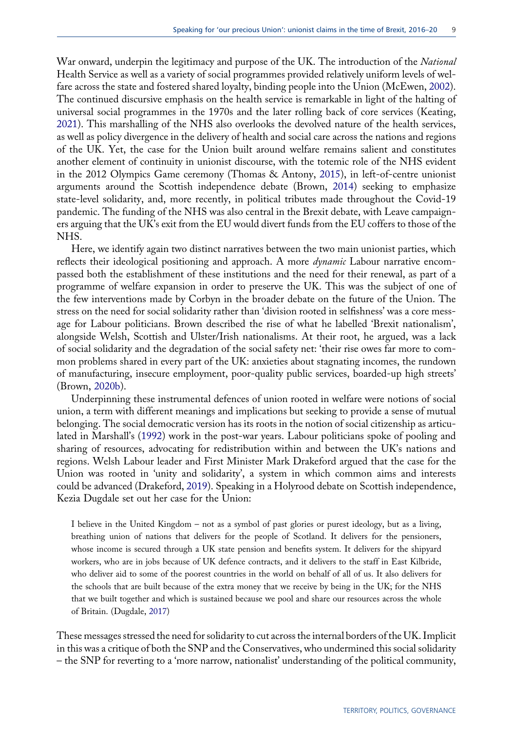War onward, underpin the legitimacy and purpose of the UK. The introduction of the *National* Health Service as well as a variety of social programmes provided relatively uniform levels of welfare across the state and fostered shared loyalty, binding people into the Union (McEwen, 2002). The continued discursive emphasis on the health service is remarkable in light of the halting of universal social programmes in the 1970s and the later rolling back of core services (Keating, 2021). This marshalling of the NHS also overlooks the devolved nature of the health services, as well as policy divergence in the delivery of health and social care across the nations and regions of the UK. Yet, the case for the Union built around welfare remains salient and constitutes another element of continuity in unionist discourse, with the totemic role of the NHS evident in the 2012 Olympics Game ceremony (Thomas & Antony, 2015), in left-of-centre unionist arguments around the Scottish independence debate (Brown, 2014) seeking to emphasize state-level solidarity, and, more recently, in political tributes made throughout the Covid-19 pandemic. The funding of the NHS was also central in the Brexit debate, with Leave campaigners arguing that the UK's exit from the EU would divert funds from the EU coffers to those of the NHS.

Here, we identify again two distinct narratives between the two main unionist parties, which reflects their ideological positioning and approach. A more *dynamic* Labour narrative encompassed both the establishment of these institutions and the need for their renewal, as part of a programme of welfare expansion in order to preserve the UK. This was the subject of one of the few interventions made by Corbyn in the broader debate on the future of the Union. The stress on the need for social solidarity rather than 'division rooted in selfishness' was a core message for Labour politicians. Brown described the rise of what he labelled 'Brexit nationalism', alongside Welsh, Scottish and Ulster/Irish nationalisms. At their root, he argued, was a lack of social solidarity and the degradation of the social safety net: 'their rise owes far more to common problems shared in every part of the UK: anxieties about stagnating incomes, the rundown of manufacturing, insecure employment, poor-quality public services, boarded-up high streets' (Brown, 2020b).

Underpinning these instrumental defences of union rooted in welfare were notions of social union, a term with different meanings and implications but seeking to provide a sense of mutual belonging. The social democratic version has its roots in the notion of social citizenship as articulated in Marshall's (1992) work in the post-war years. Labour politicians spoke of pooling and sharing of resources, advocating for redistribution within and between the UK's nations and regions. Welsh Labour leader and First Minister Mark Drakeford argued that the case for the Union was rooted in 'unity and solidarity', a system in which common aims and interests could be advanced (Drakeford, 2019). Speaking in a Holyrood debate on Scottish independence, Kezia Dugdale set out her case for the Union:

> I believe in the United Kingdom – not as a symbol of past glories or purest ideology, but as a living, breathing union of nations that delivers for the people of Scotland. It delivers for the pensioners, whose income is secured through a UK state pension and benefits system. It delivers for the shipyard workers, who are in jobs because of UK defence contracts, and it delivers to the staff in East Kilbride, who deliver aid to some of the poorest countries in the world on behalf of all of us. It also delivers for the schools that are built because of the extra money that we receive by being in the UK; for the NHS that we built together and which is sustained because we pool and share our resources across the whole of Britain. (Dugdale, 2017)

These messages stressed the need for solidarity to cut across the internal borders of the UK. Implicit in this was a critique of both the SNP and the Conservatives, who undermined this social solidarity – the SNP for reverting to a 'more narrow, nationalist' understanding of the political community,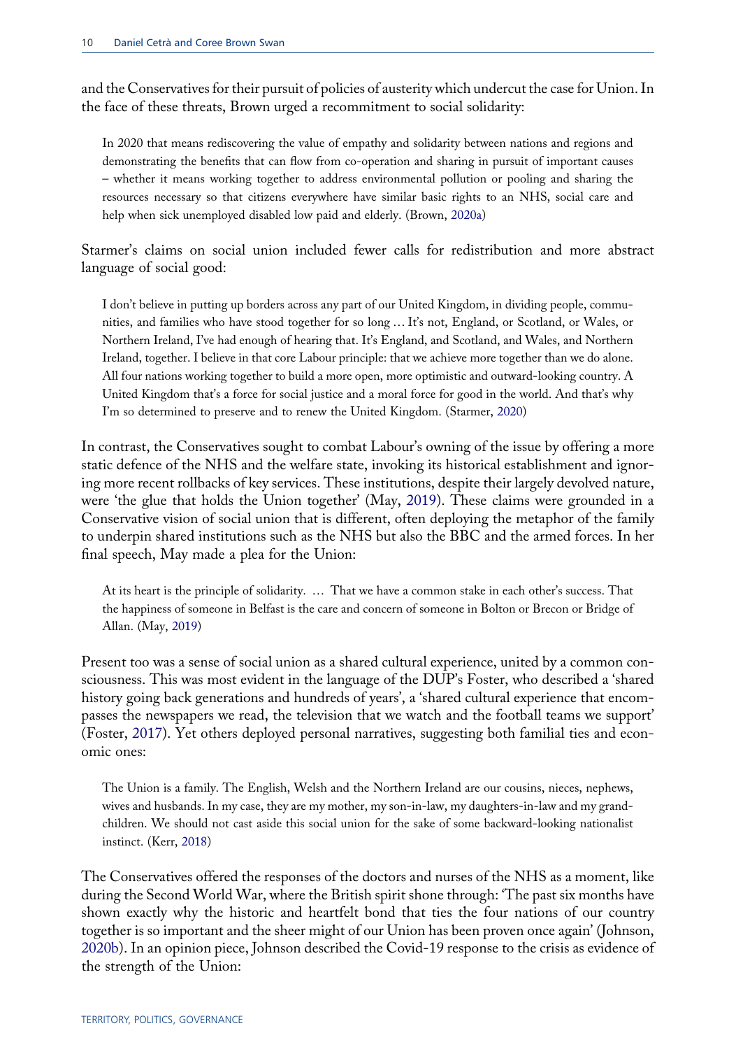and the Conservatives for their pursuit of policies of austerity which undercut the case for Union. In the face of these threats, Brown urged a recommitment to social solidarity:

> In 2020 that means rediscovering the value of empathy and solidarity between nations and regions and demonstrating the benefits that can flow from co-operation and sharing in pursuit of important causes – whether it means working together to address environmental pollution or pooling and sharing the resources necessary so that citizens everywhere have similar basic rights to an NHS, social care and help when sick unemployed disabled low paid and elderly. (Brown, 2020a)

Starmer's claims on social union included fewer calls for redistribution and more abstract language of social good:

> I don't believe in putting up borders across any part of our United Kingdom, in dividing people, communities, and families who have stood together for so long … It's not, England, or Scotland, or Wales, or Northern Ireland, I've had enough of hearing that. It's England, and Scotland, and Wales, and Northern Ireland, together. I believe in that core Labour principle: that we achieve more together than we do alone. All four nations working together to build a more open, more optimistic and outward-looking country. A United Kingdom that's a force for social justice and a moral force for good in the world. And that's why I'm so determined to preserve and to renew the United Kingdom. (Starmer, 2020)

In contrast, the Conservatives sought to combat Labour's owning of the issue by offering a more static defence of the NHS and the welfare state, invoking its historical establishment and ignoring more recent rollbacks of key services. These institutions, despite their largely devolved nature, were 'the glue that holds the Union together' (May, 2019). These claims were grounded in a Conservative vision of social union that is different, often deploying the metaphor of the family to underpin shared institutions such as the NHS but also the BBC and the armed forces. In her final speech, May made a plea for the Union:

> At its heart is the principle of solidarity. … That we have a common stake in each other's success. That the happiness of someone in Belfast is the care and concern of someone in Bolton or Brecon or Bridge of Allan. (May, 2019)

Present too was a sense of social union as a shared cultural experience, united by a common consciousness. This was most evident in the language of the DUP's Foster, who described a 'shared history going back generations and hundreds of years', a 'shared cultural experience that encompasses the newspapers we read, the television that we watch and the football teams we support' (Foster, 2017). Yet others deployed personal narratives, suggesting both familial ties and economic ones:

> The Union is a family. The English, Welsh and the Northern Ireland are our cousins, nieces, nephews, wives and husbands. In my case, they are my mother, my son-in-law, my daughters-in-law and my grandchildren. We should not cast aside this social union for the sake of some backward-looking nationalist instinct. (Kerr, 2018)

The Conservatives offered the responses of the doctors and nurses of the NHS as a moment, like during the Second World War, where the British spirit shone through: 'The past six months have shown exactly why the historic and heartfelt bond that ties the four nations of our country together is so important and the sheer might of our Union has been proven once again' (Johnson, 2020b). In an opinion piece, Johnson described the Covid-19 response to the crisis as evidence of the strength of the Union: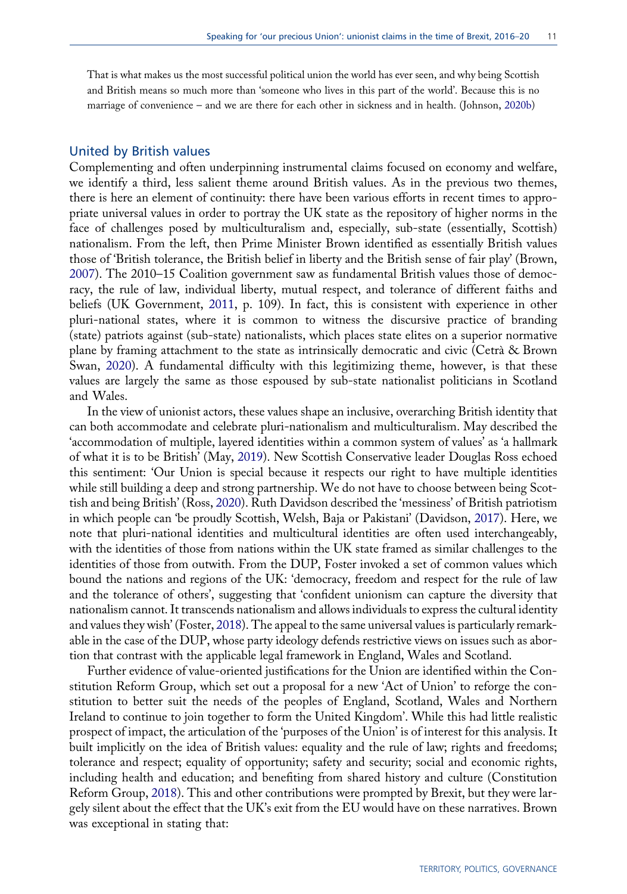> That is what makes us the most successful political union the world has ever seen, and why being Scottish and British means so much more than 'someone who lives in this part of the world'. Because this is no marriage of convenience – and we are there for each other in sickness and in health. (Johnson, 2020b)

## United by British values

Complementing and often underpinning instrumental claims focused on economy and welfare, we identify a third, less salient theme around British values. As in the previous two themes, there is here an element of continuity: there have been various efforts in recent times to appropriate universal values in order to portray the UK state as the repository of higher norms in the face of challenges posed by multiculturalism and, especially, sub-state (essentially, Scottish) nationalism. From the left, then Prime Minister Brown identified as essentially British values those of 'British tolerance, the British belief in liberty and the British sense of fair play' (Brown, 2007). The 2010–15 Coalition government saw as fundamental British values those of democracy, the rule of law, individual liberty, mutual respect, and tolerance of different faiths and beliefs (UK Government, 2011, p. 109). In fact, this is consistent with experience in other pluri-national states, where it is common to witness the discursive practice of branding (state) patriots against (sub-state) nationalists, which places state elites on a superior normative plane by framing attachment to the state as intrinsically democratic and civic (Cetrà & Brown Swan, 2020). A fundamental difficulty with this legitimizing theme, however, is that these values are largely the same as those espoused by sub-state nationalist politicians in Scotland and Wales.

In the view of unionist actors, these values shape an inclusive, overarching British identity that can both accommodate and celebrate pluri-nationalism and multiculturalism. May described the 'accommodation of multiple, layered identities within a common system of values' as 'a hallmark of what it is to be British' (May, 2019). New Scottish Conservative leader Douglas Ross echoed this sentiment: 'Our Union is special because it respects our right to have multiple identities while still building a deep and strong partnership. We do not have to choose between being Scottish and being British' (Ross, 2020). Ruth Davidson described the 'messiness' of British patriotism in which people can 'be proudly Scottish, Welsh, Baja or Pakistani' (Davidson, 2017). Here, we note that pluri-national identities and multicultural identities are often used interchangeably, with the identities of those from nations within the UK state framed as similar challenges to the identities of those from outwith. From the DUP, Foster invoked a set of common values which bound the nations and regions of the UK: 'democracy, freedom and respect for the rule of law and the tolerance of others', suggesting that 'confident unionism can capture the diversity that nationalism cannot. It transcends nationalism and allows individuals to express the cultural identity and values they wish' (Foster, 2018). The appeal to the same universal values is particularly remarkable in the case of the DUP, whose party ideology defends restrictive views on issues such as abortion that contrast with the applicable legal framework in England, Wales and Scotland.

Further evidence of value-oriented justifications for the Union are identified within the Constitution Reform Group, which set out a proposal for a new 'Act of Union' to reforge the constitution to better suit the needs of the peoples of England, Scotland, Wales and Northern Ireland to continue to join together to form the United Kingdom'. While this had little realistic prospect of impact, the articulation of the 'purposes of the Union' is of interest for this analysis. It built implicitly on the idea of British values: equality and the rule of law; rights and freedoms; tolerance and respect; equality of opportunity; safety and security; social and economic rights, including health and education; and benefiting from shared history and culture (Constitution Reform Group, 2018). This and other contributions were prompted by Brexit, but they were largely silent about the effect that the UK's exit from the EU would have on these narratives. Brown was exceptional in stating that: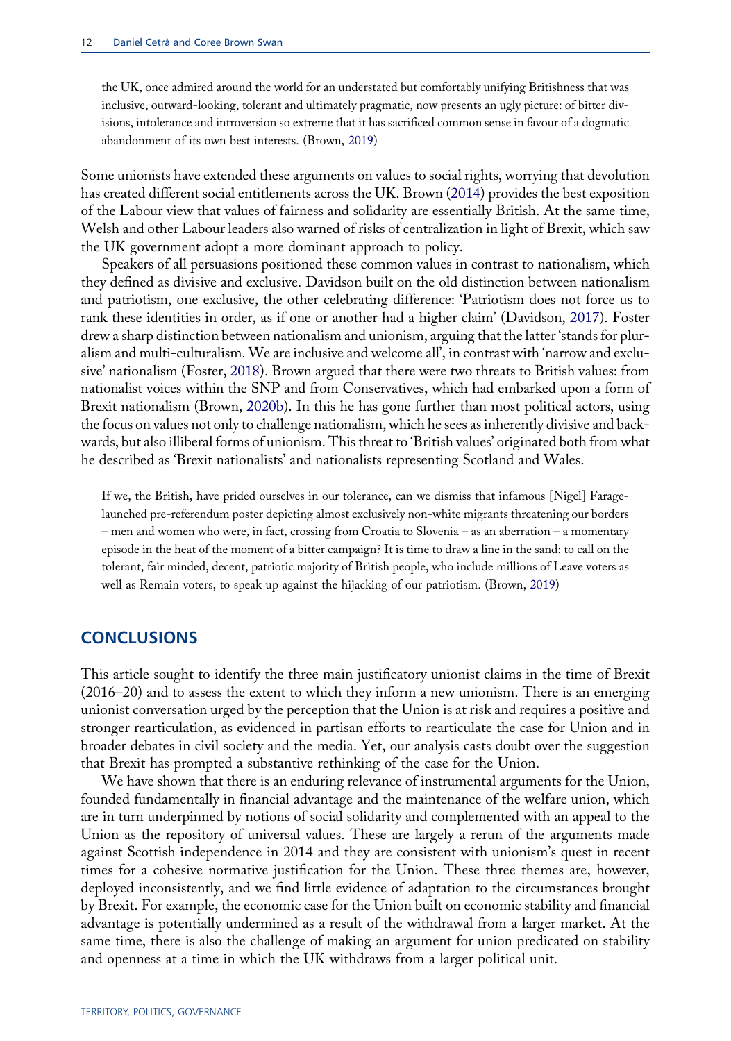> the UK, once admired around the world for an understated but comfortably unifying Britishness that was inclusive, outward-looking, tolerant and ultimately pragmatic, now presents an ugly picture: of bitter divisions, intolerance and introversion so extreme that it has sacrificed common sense in favour of a dogmatic abandonment of its own best interests. (Brown, 2019)

Some unionists have extended these arguments on values to social rights, worrying that devolution has created different social entitlements across the UK. Brown (2014) provides the best exposition of the Labour view that values of fairness and solidarity are essentially British. At the same time, Welsh and other Labour leaders also warned of risks of centralization in light of Brexit, which saw the UK government adopt a more dominant approach to policy.

Speakers of all persuasions positioned these common values in contrast to nationalism, which they defined as divisive and exclusive. Davidson built on the old distinction between nationalism and patriotism, one exclusive, the other celebrating difference: 'Patriotism does not force us to rank these identities in order, as if one or another had a higher claim' (Davidson, 2017). Foster drew a sharp distinction between nationalism and unionism, arguing that the latter 'stands for pluralism and multi-culturalism. We are inclusive and welcome all', in contrast with 'narrow and exclusive' nationalism (Foster, 2018). Brown argued that there were two threats to British values: from nationalist voices within the SNP and from Conservatives, which had embarked upon a form of Brexit nationalism (Brown, 2020b). In this he has gone further than most political actors, using the focus on values not only to challenge nationalism, which he sees as inherently divisive and backwards, but also illiberal forms of unionism. This threat to 'British values' originated both from what he described as 'Brexit nationalists' and nationalists representing Scotland and Wales.

> If we, the British, have prided ourselves in our tolerance, can we dismiss that infamous [Nigel] Farage-launched pre-referendum poster depicting almost exclusively non-white migrants threatening our borders – men and women who were, in fact, crossing from Croatia to Slovenia – as an aberration – a momentary episode in the heat of the moment of a bitter campaign? It is time to draw a line in the sand: to call on the tolerant, fair minded, decent, patriotic majority of British people, who include millions of Leave voters as well as Remain voters, to speak up against the hijacking of our patriotism. (Brown, 2019)

## CONCLUSIONS

This article sought to identify the three main justificatory unionist claims in the time of Brexit (2016–20) and to assess the extent to which they inform a new unionism. There is an emerging unionist conversation urged by the perception that the Union is at risk and requires a positive and stronger rearticulation, as evidenced in partisan efforts to rearticulate the case for Union and in broader debates in civil society and the media. Yet, our analysis casts doubt over the suggestion that Brexit has prompted a substantive rethinking of the case for the Union.

We have shown that there is an enduring relevance of instrumental arguments for the Union, founded fundamentally in financial advantage and the maintenance of the welfare union, which are in turn underpinned by notions of social solidarity and complemented with an appeal to the Union as the repository of universal values. These are largely a rerun of the arguments made against Scottish independence in 2014 and they are consistent with unionism's quest in recent times for a cohesive normative justification for the Union. These three themes are, however, deployed inconsistently, and we find little evidence of adaptation to the circumstances brought by Brexit. For example, the economic case for the Union built on economic stability and financial advantage is potentially undermined as a result of the withdrawal from a larger market. At the same time, there is also the challenge of making an argument for union predicated on stability and openness at a time in which the UK withdraws from a larger political unit.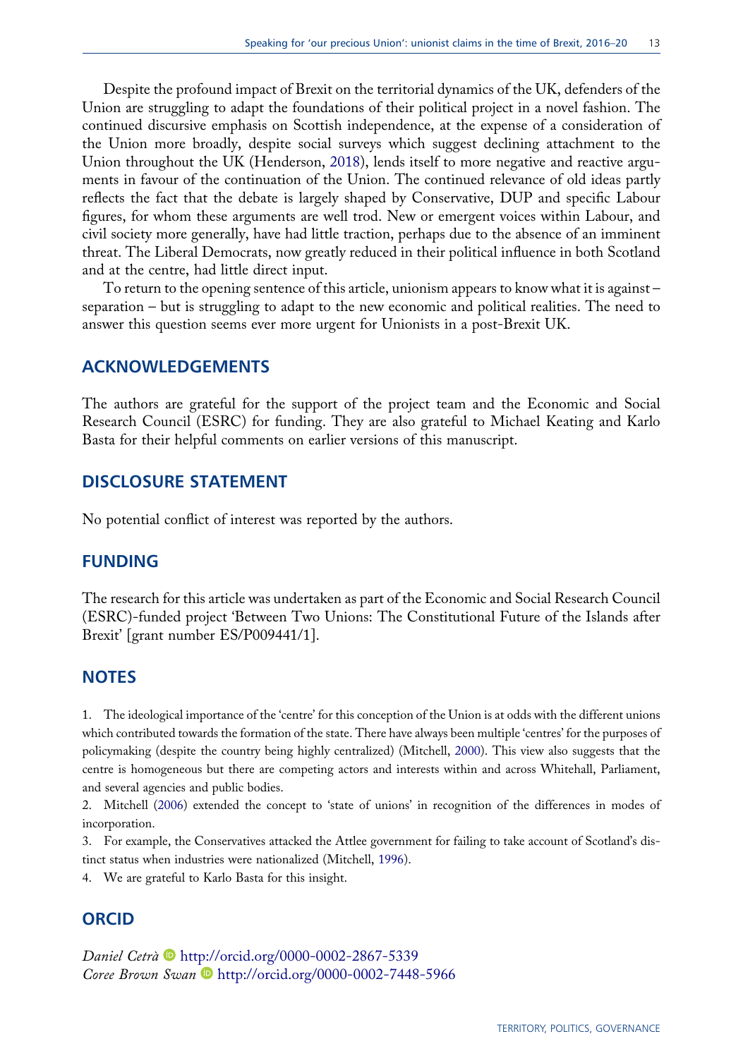Despite the profound impact of Brexit on the territorial dynamics of the UK, defenders of the Union are struggling to adapt the foundations of their political project in a novel fashion. The continued discursive emphasis on Scottish independence, at the expense of a consideration of the Union more broadly, despite social surveys which suggest declining attachment to the Union throughout the UK (Henderson, 2018), lends itself to more negative and reactive arguments in favour of the continuation of the Union. The continued relevance of old ideas partly reflects the fact that the debate is largely shaped by Conservative, DUP and specific Labour figures, for whom these arguments are well trod. New or emergent voices within Labour, and civil society more generally, have had little traction, perhaps due to the absence of an imminent threat. The Liberal Democrats, now greatly reduced in their political influence in both Scotland and at the centre, had little direct input.

To return to the opening sentence of this article, unionism appears to know what it is against – separation – but is struggling to adapt to the new economic and political realities. The need to answer this question seems ever more urgent for Unionists in a post-Brexit UK.

## ACKNOWLEDGEMENTS

The authors are grateful for the support of the project team and the Economic and Social Research Council (ESRC) for funding. They are also grateful to Michael Keating and Karlo Basta for their helpful comments on earlier versions of this manuscript.

## DISCLOSURE STATEMENT

No potential conflict of interest was reported by the authors.

## FUNDING

The research for this article was undertaken as part of the Economic and Social Research Council (ESRC)-funded project 'Between Two Unions: The Constitutional Future of the Islands after Brexit' [grant number ES/P009441/1].

## NOTES

1. The ideological importance of the 'centre' for this conception of the Union is at odds with the different unions which contributed towards the formation of the state. There have always been multiple 'centres' for the purposes of policymaking (despite the country being highly centralized) (Mitchell, 2000). This view also suggests that the centre is homogeneous but there are competing actors and interests within and across Whitehall, Parliament, and several agencies and public bodies.
2. Mitchell (2006) extended the concept to 'state of unions' in recognition of the differences in modes of incorporation.
3. For example, the Conservatives attacked the Attlee government for failing to take account of Scotland's distinct status when industries were nationalized (Mitchell, 1996).
4. We are grateful to Karlo Basta for this insight.

## ORCID

*Daniel Cetrà* http://orcid.org/0000-0002-2867-5339
*Coree Brown Swan* http://orcid.org/0000-0002-7448-5966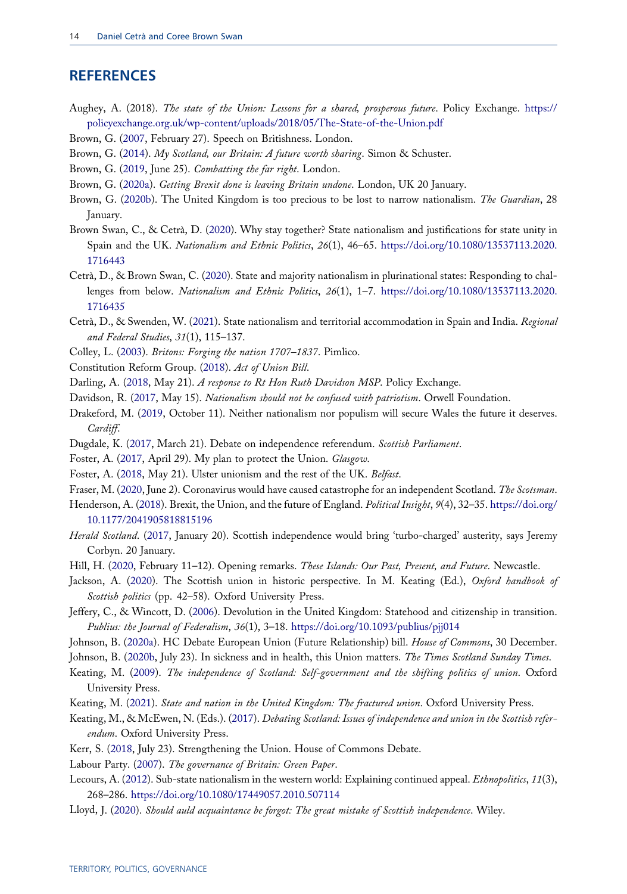## REFERENCES

Aughey, A. (2018). *The state of the Union: Lessons for a shared, prosperous future*. Policy Exchange. https://policyexchange.org.uk/wp-content/uploads/2018/05/The-State-of-the-Union.pdf

Brown, G. (2007, February 27). Speech on Britishness. London.

Brown, G. (2014). *My Scotland, our Britain: A future worth sharing*. Simon & Schuster.

Brown, G. (2019, June 25). *Combatting the far right*. London.

Brown, G. (2020a). *Getting Brexit done is leaving Britain undone*. London, UK 20 January.

Brown, G. (2020b). The United Kingdom is too precious to be lost to narrow nationalism. *The Guardian*, 28 January.

Brown Swan, C., & Cetrà, D. (2020). Why stay together? State nationalism and justifications for state unity in Spain and the UK. *Nationalism and Ethnic Politics*, *26*(1), 46–65. https://doi.org/10.1080/13537113.2020.1716443

Cetrà, D., & Brown Swan, C. (2020). State and majority nationalism in plurinational states: Responding to challenges from below. *Nationalism and Ethnic Politics*, *26*(1), 1–7. https://doi.org/10.1080/13537113.2020.1716435

Cetrà, D., & Swenden, W. (2021). State nationalism and territorial accommodation in Spain and India. *Regional and Federal Studies*, *31*(1), 115–137.

Colley, L. (2003). *Britons: Forging the nation 1707–1837*. Pimlico.

Constitution Reform Group. (2018). *Act of Union Bill*.

Darling, A. (2018, May 21). *A response to Rt Hon Ruth Davidson MSP*. Policy Exchange.

Davidson, R. (2017, May 15). *Nationalism should not be confused with patriotism*. Orwell Foundation.

Drakeford, M. (2019, October 11). Neither nationalism nor populism will secure Wales the future it deserves. *Cardiff*.

Dugdale, K. (2017, March 21). Debate on independence referendum. *Scottish Parliament*.

Foster, A. (2017, April 29). My plan to protect the Union. *Glasgow*.

Foster, A. (2018, May 21). Ulster unionism and the rest of the UK. *Belfast*.

Fraser, M. (2020, June 2). Coronavirus would have caused catastrophe for an independent Scotland. *The Scotsman*.

Henderson, A. (2018). Brexit, the Union, and the future of England. *Political Insight*, *9*(4), 32–35. https://doi.org/10.1177/2041905818815196

*Herald Scotland*. (2017, January 20). Scottish independence would bring 'turbo-charged' austerity, says Jeremy Corbyn. 20 January.

Hill, H. (2020, February 11–12). Opening remarks. *These Islands: Our Past, Present, and Future*. Newcastle.

Jackson, A. (2020). The Scottish union in historic perspective. In M. Keating (Ed.), *Oxford handbook of Scottish politics* (pp. 42–58). Oxford University Press.

Jeffery, C., & Wincott, D. (2006). Devolution in the United Kingdom: Statehood and citizenship in transition. *Publius: the Journal of Federalism*, *36*(1), 3–18. https://doi.org/10.1093/publius/pjj014

Johnson, B. (2020a). HC Debate European Union (Future Relationship) bill. *House of Commons*, 30 December.

Johnson, B. (2020b, July 23). In sickness and in health, this Union matters. *The Times Scotland Sunday Times*.

Keating, M. (2009). *The independence of Scotland: Self-government and the shifting politics of union*. Oxford University Press.

Keating, M. (2021). *State and nation in the United Kingdom: The fractured union*. Oxford University Press.

Keating, M., & McEwen, N. (Eds.). (2017). *Debating Scotland: Issues of independence and union in the Scottish referendum*. Oxford University Press.

Kerr, S. (2018, July 23). Strengthening the Union. House of Commons Debate.

Labour Party. (2007). *The governance of Britain: Green Paper*.

Lecours, A. (2012). Sub-state nationalism in the western world: Explaining continued appeal. *Ethnopolitics*, *11*(3), 268–286. https://doi.org/10.1080/17449057.2010.507114

Lloyd, J. (2020). *Should auld acquaintance be forgot: The great mistake of Scottish independence*. Wiley.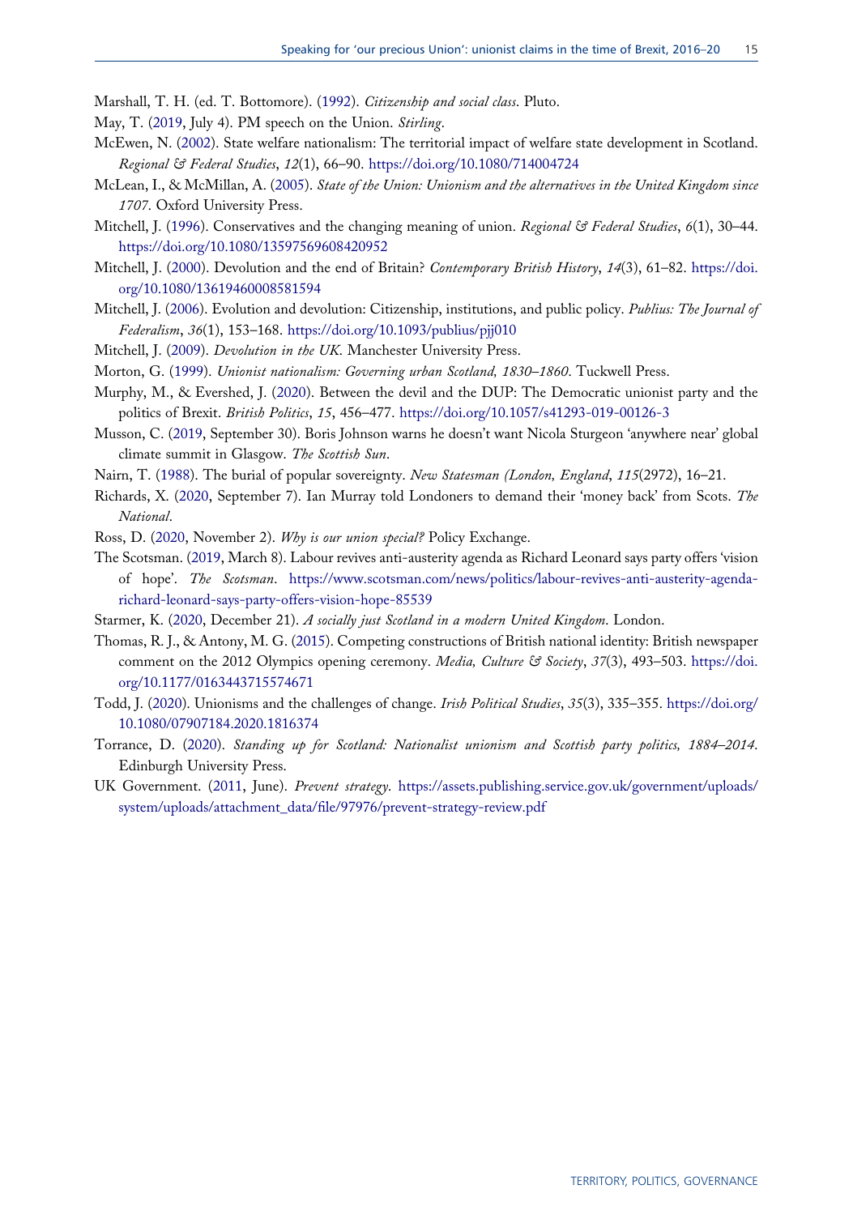Marshall, T. H. (ed. T. Bottomore). (1992). *Citizenship and social class*. Pluto.

May, T. (2019, July 4). PM speech on the Union. *Stirling*.

McEwen, N. (2002). State welfare nationalism: The territorial impact of welfare state development in Scotland. *Regional & Federal Studies*, *12*(1), 66–90. https://doi.org/10.1080/714004724

McLean, I., & McMillan, A. (2005). *State of the Union: Unionism and the alternatives in the United Kingdom since 1707*. Oxford University Press.

Mitchell, J. (1996). Conservatives and the changing meaning of union. *Regional & Federal Studies*, *6*(1), 30–44. https://doi.org/10.1080/13597569608420952

Mitchell, J. (2000). Devolution and the end of Britain? *Contemporary British History*, *14*(3), 61–82. https://doi.org/10.1080/13619460008581594

Mitchell, J. (2006). Evolution and devolution: Citizenship, institutions, and public policy. *Publius: The Journal of Federalism*, *36*(1), 153–168. https://doi.org/10.1093/publius/pjj010

Mitchell, J. (2009). *Devolution in the UK*. Manchester University Press.

Morton, G. (1999). *Unionist nationalism: Governing urban Scotland, 1830–1860*. Tuckwell Press.

Murphy, M., & Evershed, J. (2020). Between the devil and the DUP: The Democratic unionist party and the politics of Brexit. *British Politics*, *15*, 456–477. https://doi.org/10.1057/s41293-019-00126-3

Musson, C. (2019, September 30). Boris Johnson warns he doesn't want Nicola Sturgeon 'anywhere near' global climate summit in Glasgow. *The Scottish Sun*.

Nairn, T. (1988). The burial of popular sovereignty. *New Statesman (London, England*, *115*(2972), 16–21.

Richards, X. (2020, September 7). Ian Murray told Londoners to demand their 'money back' from Scots. *The National*.

Ross, D. (2020, November 2). *Why is our union special?* Policy Exchange.

The Scotsman. (2019, March 8). Labour revives anti-austerity agenda as Richard Leonard says party offers 'vision of hope'. *The Scotsman*. https://www.scotsman.com/news/politics/labour-revives-anti-austerity-agenda-richard-leonard-says-party-offers-vision-hope-85539

Starmer, K. (2020, December 21). *A socially just Scotland in a modern United Kingdom*. London.

Thomas, R. J., & Antony, M. G. (2015). Competing constructions of British national identity: British newspaper comment on the 2012 Olympics opening ceremony. *Media, Culture & Society*, *37*(3), 493–503. https://doi.org/10.1177/0163443715574671

Todd, J. (2020). Unionisms and the challenges of change. *Irish Political Studies*, *35*(3), 335–355. https://doi.org/10.1080/07907184.2020.1816374

Torrance, D. (2020). *Standing up for Scotland: Nationalist unionism and Scottish party politics, 1884–2014*. Edinburgh University Press.

UK Government. (2011, June). *Prevent strategy*. https://assets.publishing.service.gov.uk/government/uploads/system/uploads/attachment_data/file/97976/prevent-strategy-review.pdf